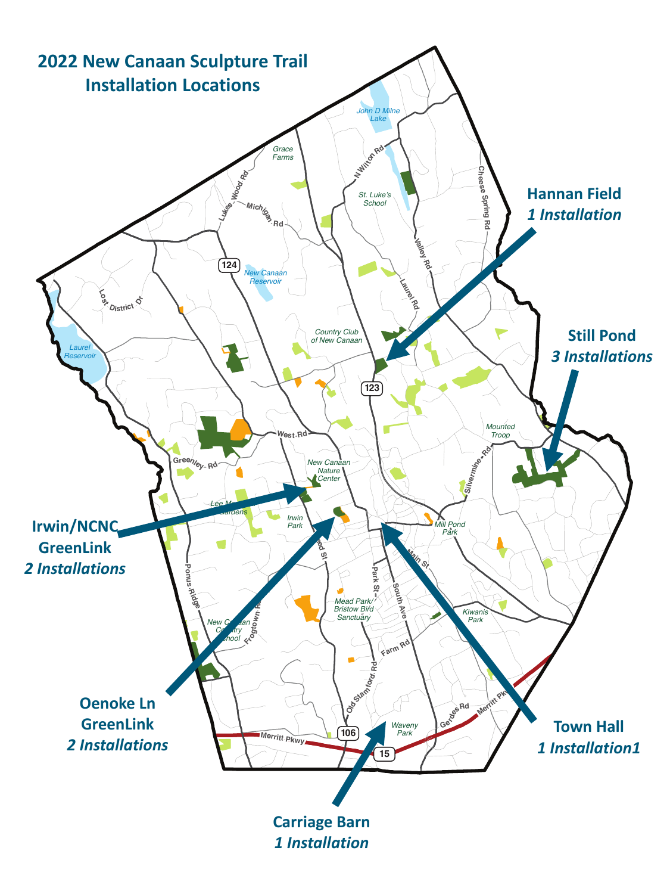# 2022 New Canaan Sculpture Trail Installation Locations

**Hannan Field**
*1 Installation*

**Still Pond**
*3 Installations*

**Irwin/NCNC GreenLink**
*2 Installations*

**Oenoke Ln GreenLink**
*2 Installations*

**Town Hall**
*1 Installation1*

**Carriage Barn**
*1 Installation*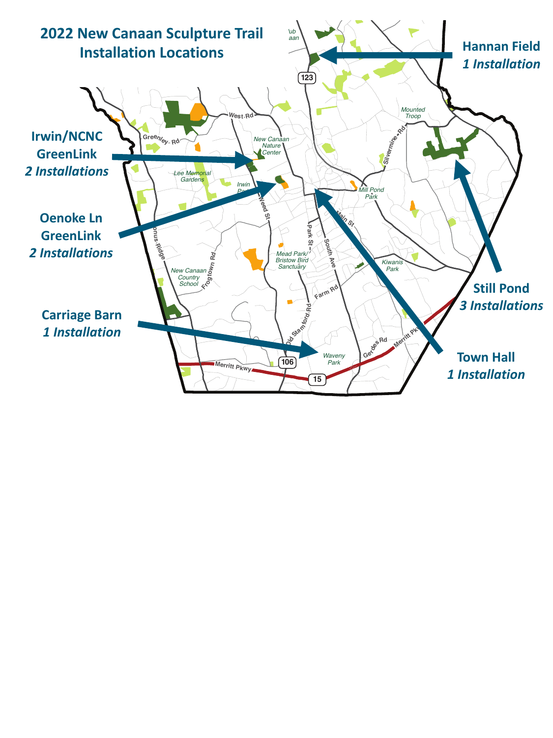# 2022 New Canaan Sculpture Trail Installation Locations

**Hannan Field**
*1 Installation*

**Irwin/NCNC GreenLink**
*2 Installations*

**Oenoke Ln GreenLink**
*2 Installations*

**Carriage Barn**
*1 Installation*

**Still Pond**
*3 Installations*

**Town Hall**
*1 Installation*

West Rd
Greenley Rd
New Canaan Nature Center
Lee Memorial Gardens
Irwin Park
Weed St
Mounted Troop
Silvermine Rd
Mill Pond Park
Main St
Park St
South Ave
Mead Park/ Bristow Bird Sanctuary
Kiwanis Park
Ponus Ridge
Frogtown Rd
New Canaan Country School
Farm Rd
Old Stamford Rd
Waveny Park
Gerdes Rd
Merritt Pkwy
123
106
15